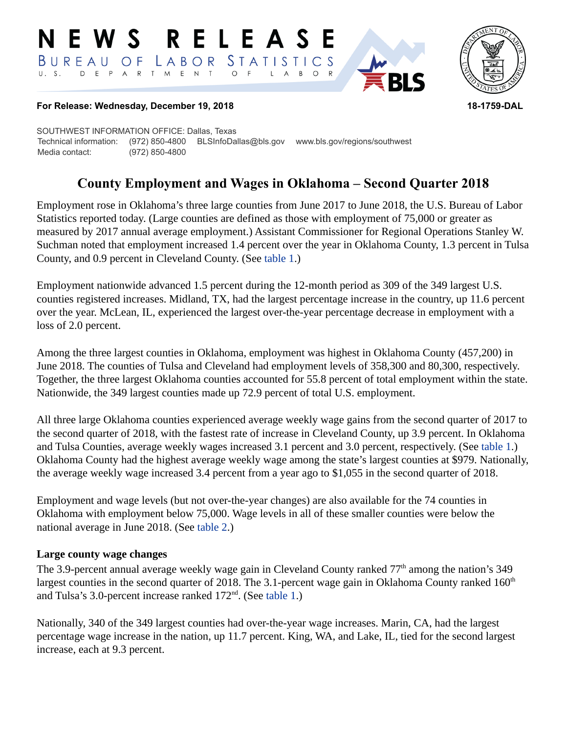# NEWS RELEASE

BUREAU OF LABOR STATISTICS
U. S. DEPARTMENT OF LABOR

**For Release: Wednesday, December 19, 2018** **18-1759-DAL**

SOUTHWEST INFORMATION OFFICE: Dallas, Texas
Technical information: (972) 850-4800 BLSInfoDallas@bls.gov www.bls.gov/regions/southwest
Media contact: (972) 850-4800

## County Employment and Wages in Oklahoma – Second Quarter 2018

Employment rose in Oklahoma's three large counties from June 2017 to June 2018, the U.S. Bureau of Labor Statistics reported today. (Large counties are defined as those with employment of 75,000 or greater as measured by 2017 annual average employment.) Assistant Commissioner for Regional Operations Stanley W. Suchman noted that employment increased 1.4 percent over the year in Oklahoma County, 1.3 percent in Tulsa County, and 0.9 percent in Cleveland County. (See table 1.)

Employment nationwide advanced 1.5 percent during the 12-month period as 309 of the 349 largest U.S. counties registered increases. Midland, TX, had the largest percentage increase in the country, up 11.6 percent over the year. McLean, IL, experienced the largest over-the-year percentage decrease in employment with a loss of 2.0 percent.

Among the three largest counties in Oklahoma, employment was highest in Oklahoma County (457,200) in June 2018. The counties of Tulsa and Cleveland had employment levels of 358,300 and 80,300, respectively. Together, the three largest Oklahoma counties accounted for 55.8 percent of total employment within the state. Nationwide, the 349 largest counties made up 72.9 percent of total U.S. employment.

All three large Oklahoma counties experienced average weekly wage gains from the second quarter of 2017 to the second quarter of 2018, with the fastest rate of increase in Cleveland County, up 3.9 percent. In Oklahoma and Tulsa Counties, average weekly wages increased 3.1 percent and 3.0 percent, respectively. (See table 1.) Oklahoma County had the highest average weekly wage among the state's largest counties at $979. Nationally, the average weekly wage increased 3.4 percent from a year ago to $1,055 in the second quarter of 2018.

Employment and wage levels (but not over-the-year changes) are also available for the 74 counties in Oklahoma with employment below 75,000. Wage levels in all of these smaller counties were below the national average in June 2018. (See table 2.)

### Large county wage changes

The 3.9-percent annual average weekly wage gain in Cleveland County ranked 77th among the nation's 349 largest counties in the second quarter of 2018. The 3.1-percent wage gain in Oklahoma County ranked 160th and Tulsa's 3.0-percent increase ranked 172nd. (See table 1.)

Nationally, 340 of the 349 largest counties had over-the-year wage increases. Marin, CA, had the largest percentage wage increase in the nation, up 11.7 percent. King, WA, and Lake, IL, tied for the second largest increase, each at 9.3 percent.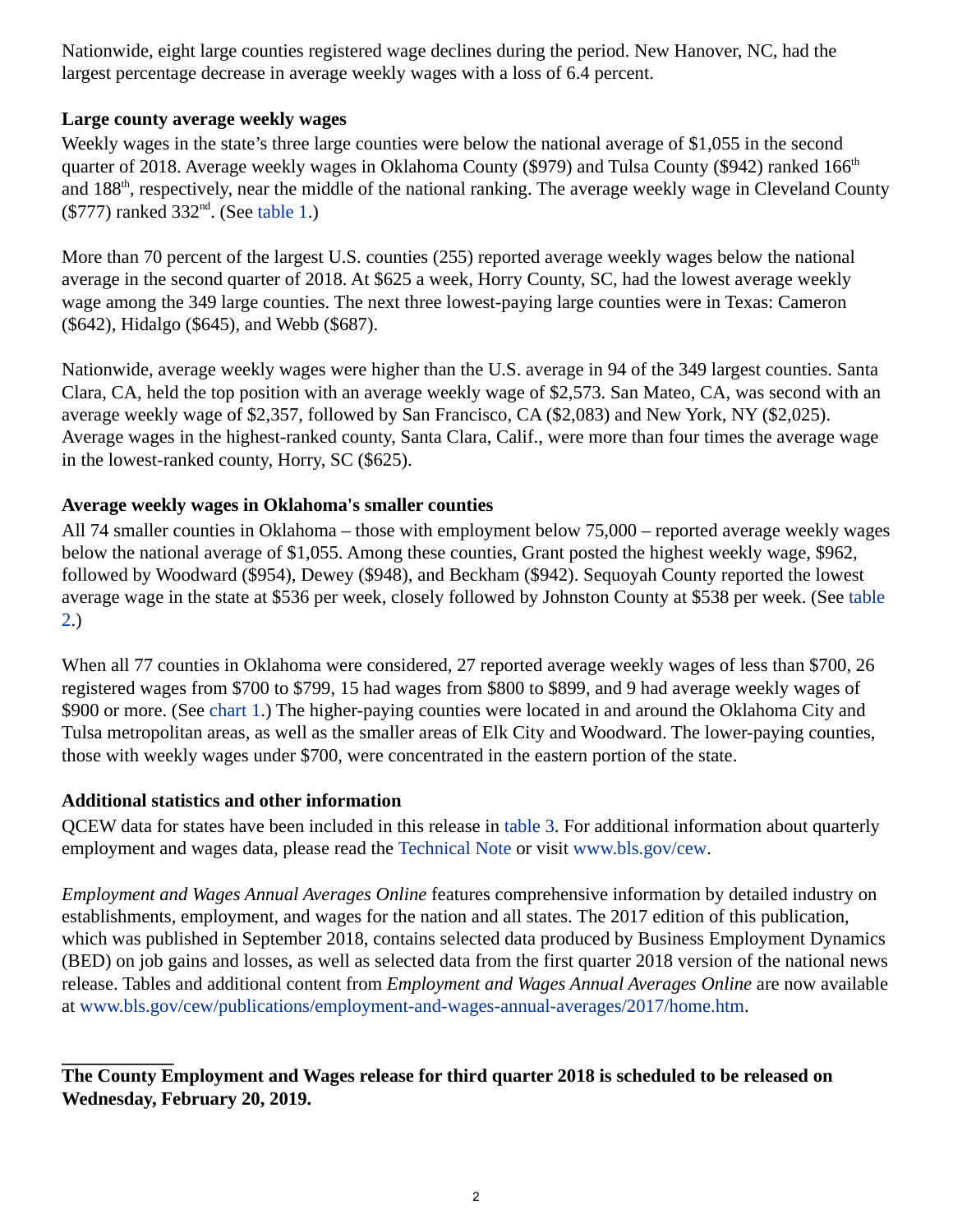Nationwide, eight large counties registered wage declines during the period. New Hanover, NC, had the largest percentage decrease in average weekly wages with a loss of 6.4 percent.

### Large county average weekly wages

Weekly wages in the state's three large counties were below the national average of $1,055 in the second quarter of 2018. Average weekly wages in Oklahoma County ($979) and Tulsa County ($942) ranked 166th and 188th, respectively, near the middle of the national ranking. The average weekly wage in Cleveland County ($777) ranked 332nd. (See table 1.)

More than 70 percent of the largest U.S. counties (255) reported average weekly wages below the national average in the second quarter of 2018. At $625 a week, Horry County, SC, had the lowest average weekly wage among the 349 large counties. The next three lowest-paying large counties were in Texas: Cameron ($642), Hidalgo ($645), and Webb ($687).

Nationwide, average weekly wages were higher than the U.S. average in 94 of the 349 largest counties. Santa Clara, CA, held the top position with an average weekly wage of $2,573. San Mateo, CA, was second with an average weekly wage of $2,357, followed by San Francisco, CA ($2,083) and New York, NY ($2,025). Average wages in the highest-ranked county, Santa Clara, Calif., were more than four times the average wage in the lowest-ranked county, Horry, SC ($625).

### Average weekly wages in Oklahoma's smaller counties

All 74 smaller counties in Oklahoma – those with employment below 75,000 – reported average weekly wages below the national average of $1,055. Among these counties, Grant posted the highest weekly wage, $962, followed by Woodward ($954), Dewey ($948), and Beckham ($942). Sequoyah County reported the lowest average wage in the state at $536 per week, closely followed by Johnston County at $538 per week. (See table 2.)

When all 77 counties in Oklahoma were considered, 27 reported average weekly wages of less than $700, 26 registered wages from $700 to $799, 15 had wages from $800 to $899, and 9 had average weekly wages of $900 or more. (See chart 1.) The higher-paying counties were located in and around the Oklahoma City and Tulsa metropolitan areas, as well as the smaller areas of Elk City and Woodward. The lower-paying counties, those with weekly wages under $700, were concentrated in the eastern portion of the state.

### Additional statistics and other information

QCEW data for states have been included in this release in table 3. For additional information about quarterly employment and wages data, please read the Technical Note or visit www.bls.gov/cew.

*Employment and Wages Annual Averages Online* features comprehensive information by detailed industry on establishments, employment, and wages for the nation and all states. The 2017 edition of this publication, which was published in September 2018, contains selected data produced by Business Employment Dynamics (BED) on job gains and losses, as well as selected data from the first quarter 2018 version of the national news release. Tables and additional content from *Employment and Wages Annual Averages Online* are now available at www.bls.gov/cew/publications/employment-and-wages-annual-averages/2017/home.htm.

---

**The County Employment and Wages release for third quarter 2018 is scheduled to be released on Wednesday, February 20, 2019.**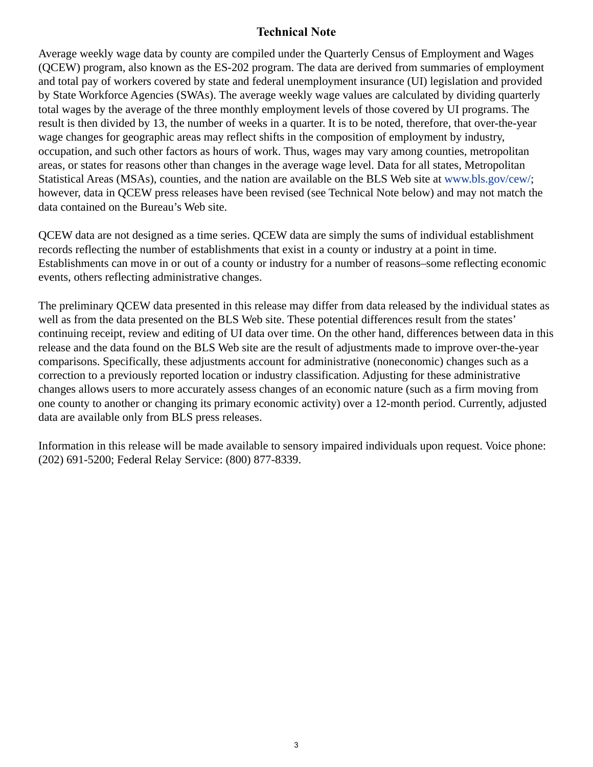## Technical Note

Average weekly wage data by county are compiled under the Quarterly Census of Employment and Wages (QCEW) program, also known as the ES-202 program. The data are derived from summaries of employment and total pay of workers covered by state and federal unemployment insurance (UI) legislation and provided by State Workforce Agencies (SWAs). The average weekly wage values are calculated by dividing quarterly total wages by the average of the three monthly employment levels of those covered by UI programs. The result is then divided by 13, the number of weeks in a quarter. It is to be noted, therefore, that over-the-year wage changes for geographic areas may reflect shifts in the composition of employment by industry, occupation, and such other factors as hours of work. Thus, wages may vary among counties, metropolitan areas, or states for reasons other than changes in the average wage level. Data for all states, Metropolitan Statistical Areas (MSAs), counties, and the nation are available on the BLS Web site at www.bls.gov/cew/; however, data in QCEW press releases have been revised (see Technical Note below) and may not match the data contained on the Bureau's Web site.

QCEW data are not designed as a time series. QCEW data are simply the sums of individual establishment records reflecting the number of establishments that exist in a county or industry at a point in time. Establishments can move in or out of a county or industry for a number of reasons–some reflecting economic events, others reflecting administrative changes.

The preliminary QCEW data presented in this release may differ from data released by the individual states as well as from the data presented on the BLS Web site. These potential differences result from the states' continuing receipt, review and editing of UI data over time. On the other hand, differences between data in this release and the data found on the BLS Web site are the result of adjustments made to improve over-the-year comparisons. Specifically, these adjustments account for administrative (noneconomic) changes such as a correction to a previously reported location or industry classification. Adjusting for these administrative changes allows users to more accurately assess changes of an economic nature (such as a firm moving from one county to another or changing its primary economic activity) over a 12-month period. Currently, adjusted data are available only from BLS press releases.

Information in this release will be made available to sensory impaired individuals upon request. Voice phone: (202) 691-5200; Federal Relay Service: (800) 877-8339.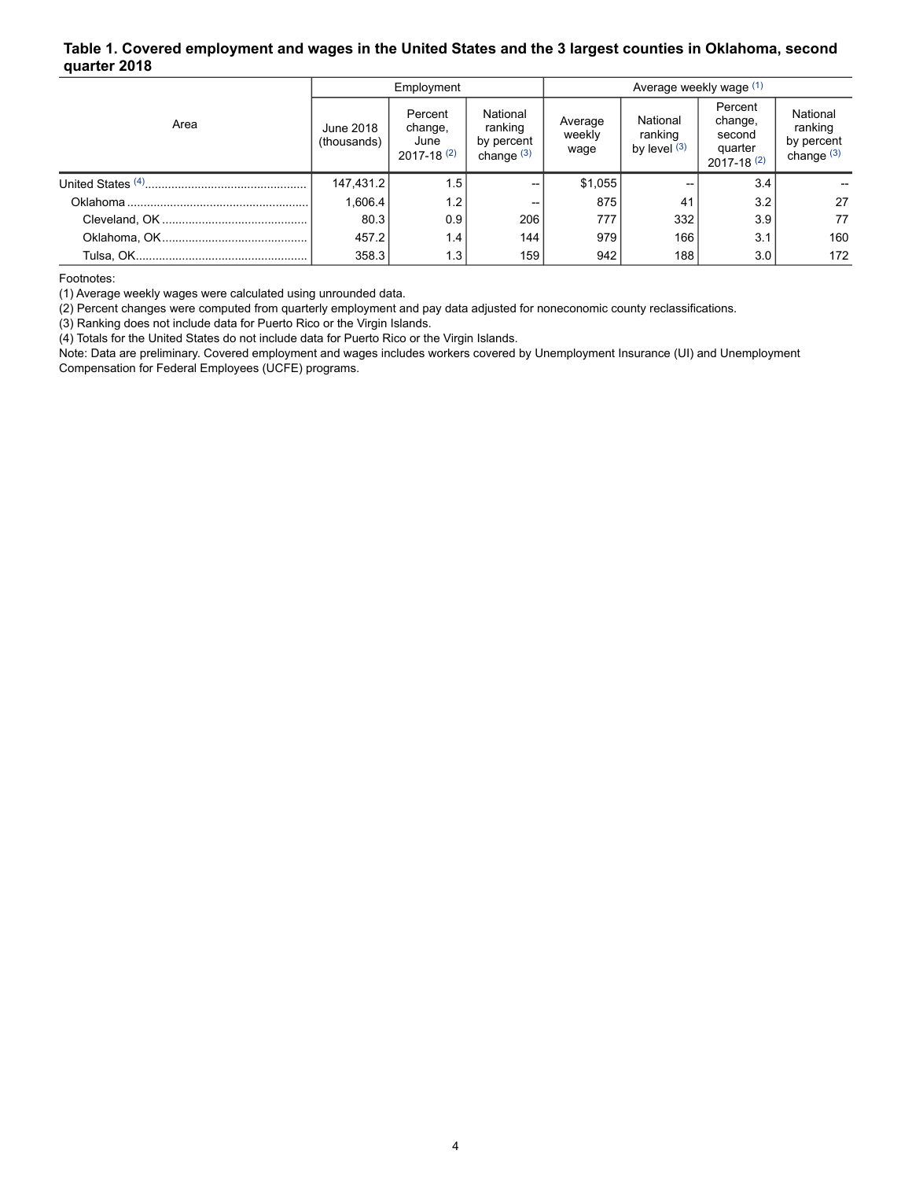### Table 1. Covered employment and wages in the United States and the 3 largest counties in Oklahoma, second quarter 2018

| Area | Employment | | | Average weekly wage [(1)] | | | |
|---|---|---|---|---|---|---|---|
| | June 2018 (thousands) | Percent change, June 2017-18 [(2)] | National ranking by percent change [(3)] | Average weekly wage | National ranking by level [(3)] | Percent change, second quarter 2017-18 [(2)] | National ranking by percent change [(3)] |
| United States [(4)] | 147,431.2 | 1.5 | -- | $1,055 | -- | 3.4 | -- |
| Oklahoma | 1,606.4 | 1.2 | -- | 875 | 41 | 3.2 | 27 |
| Cleveland, OK | 80.3 | 0.9 | 206 | 777 | 332 | 3.9 | 77 |
| Oklahoma, OK | 457.2 | 1.4 | 144 | 979 | 166 | 3.1 | 160 |
| Tulsa, OK | 358.3 | 1.3 | 159 | 942 | 188 | 3.0 | 172 |

Footnotes:
(1) Average weekly wages were calculated using unrounded data.
(2) Percent changes were computed from quarterly employment and pay data adjusted for noneconomic county reclassifications.
(3) Ranking does not include data for Puerto Rico or the Virgin Islands.
(4) Totals for the United States do not include data for Puerto Rico or the Virgin Islands.
Note: Data are preliminary. Covered employment and wages includes workers covered by Unemployment Insurance (UI) and Unemployment Compensation for Federal Employees (UCFE) programs.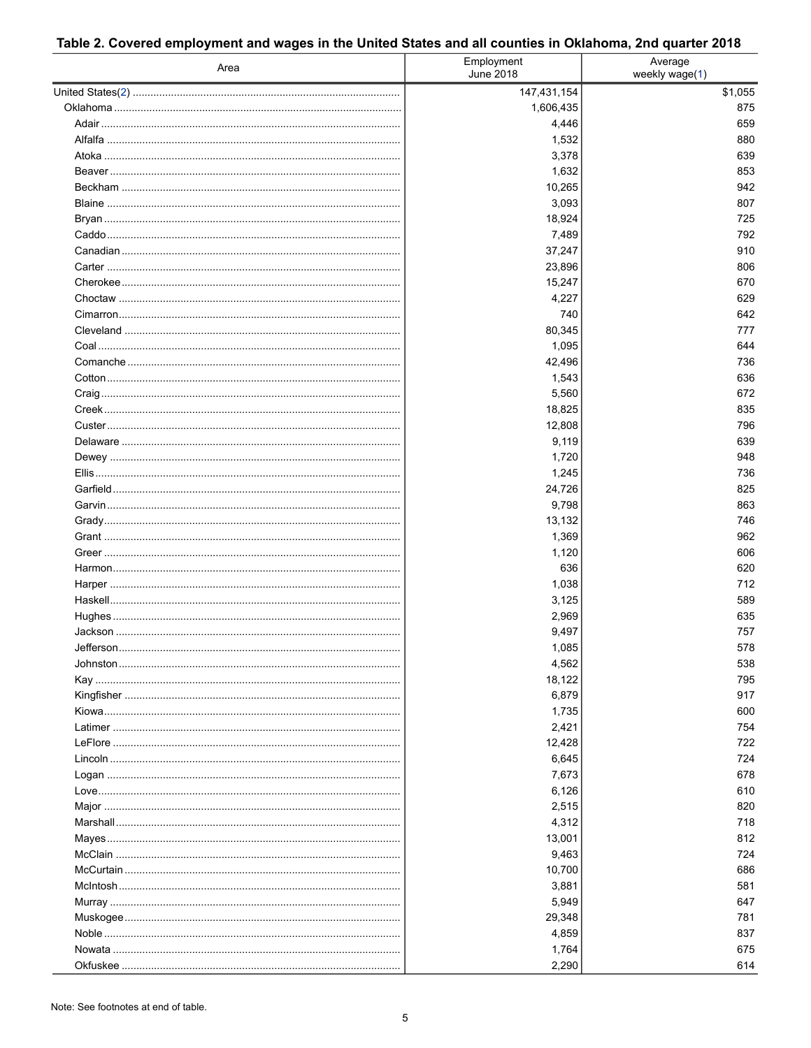## Table 2. Covered employment and wages in the United States and all counties in Oklahoma, 2nd quarter 2018

| Area | Employment June 2018 | Average weekly wage(1) |
|---|---|---|
| United States(2) | 147,431,154 | $1,055 |
| Oklahoma | 1,606,435 | 875 |
| Adair | 4,446 | 659 |
| Alfalfa | 1,532 | 880 |
| Atoka | 3,378 | 639 |
| Beaver | 1,632 | 853 |
| Beckham | 10,265 | 942 |
| Blaine | 3,093 | 807 |
| Bryan | 18,924 | 725 |
| Caddo | 7,489 | 792 |
| Canadian | 37,247 | 910 |
| Carter | 23,896 | 806 |
| Cherokee | 15,247 | 670 |
| Choctaw | 4,227 | 629 |
| Cimarron | 740 | 642 |
| Cleveland | 80,345 | 777 |
| Coal | 1,095 | 644 |
| Comanche | 42,496 | 736 |
| Cotton | 1,543 | 636 |
| Craig | 5,560 | 672 |
| Creek | 18,825 | 835 |
| Custer | 12,808 | 796 |
| Delaware | 9,119 | 639 |
| Dewey | 1,720 | 948 |
| Ellis | 1,245 | 736 |
| Garfield | 24,726 | 825 |
| Garvin | 9,798 | 863 |
| Grady | 13,132 | 746 |
| Grant | 1,369 | 962 |
| Greer | 1,120 | 606 |
| Harmon | 636 | 620 |
| Harper | 1,038 | 712 |
| Haskell | 3,125 | 589 |
| Hughes | 2,969 | 635 |
| Jackson | 9,497 | 757 |
| Jefferson | 1,085 | 578 |
| Johnston | 4,562 | 538 |
| Kay | 18,122 | 795 |
| Kingfisher | 6,879 | 917 |
| Kiowa | 1,735 | 600 |
| Latimer | 2,421 | 754 |
| LeFlore | 12,428 | 722 |
| Lincoln | 6,645 | 724 |
| Logan | 7,673 | 678 |
| Love | 6,126 | 610 |
| Major | 2,515 | 820 |
| Marshall | 4,312 | 718 |
| Mayes | 13,001 | 812 |
| McClain | 9,463 | 724 |
| McCurtain | 10,700 | 686 |
| McIntosh | 3,881 | 581 |
| Murray | 5,949 | 647 |
| Muskogee | 29,348 | 781 |
| Noble | 4,859 | 837 |
| Nowata | 1,764 | 675 |
| Okfuskee | 2,290 | 614 |

Note: See footnotes at end of table.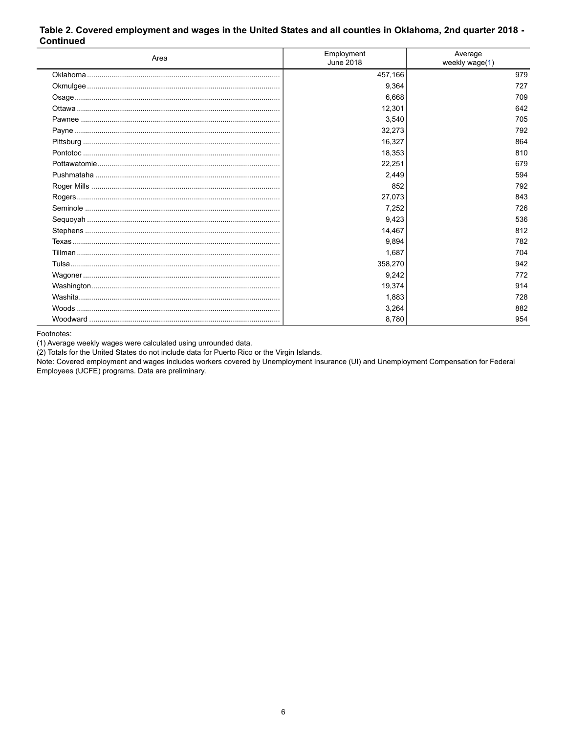## Table 2. Covered employment and wages in the United States and all counties in Oklahoma, 2nd quarter 2018 - Continued

| Area | Employment June 2018 | Average weekly wage(1) |
|---|---|---|
| Oklahoma | 457,166 | 979 |
| Okmulgee | 9,364 | 727 |
| Osage | 6,668 | 709 |
| Ottawa | 12,301 | 642 |
| Pawnee | 3,540 | 705 |
| Payne | 32,273 | 792 |
| Pittsburg | 16,327 | 864 |
| Pontotoc | 18,353 | 810 |
| Pottawatomie | 22,251 | 679 |
| Pushmataha | 2,449 | 594 |
| Roger Mills | 852 | 792 |
| Rogers | 27,073 | 843 |
| Seminole | 7,252 | 726 |
| Sequoyah | 9,423 | 536 |
| Stephens | 14,467 | 812 |
| Texas | 9,894 | 782 |
| Tillman | 1,687 | 704 |
| Tulsa | 358,270 | 942 |
| Wagoner | 9,242 | 772 |
| Washington | 19,374 | 914 |
| Washita | 1,883 | 728 |
| Woods | 3,264 | 882 |
| Woodward | 8,780 | 954 |

Footnotes:
(1) Average weekly wages were calculated using unrounded data.
(2) Totals for the United States do not include data for Puerto Rico or the Virgin Islands.
Note: Covered employment and wages includes workers covered by Unemployment Insurance (UI) and Unemployment Compensation for Federal Employees (UCFE) programs. Data are preliminary.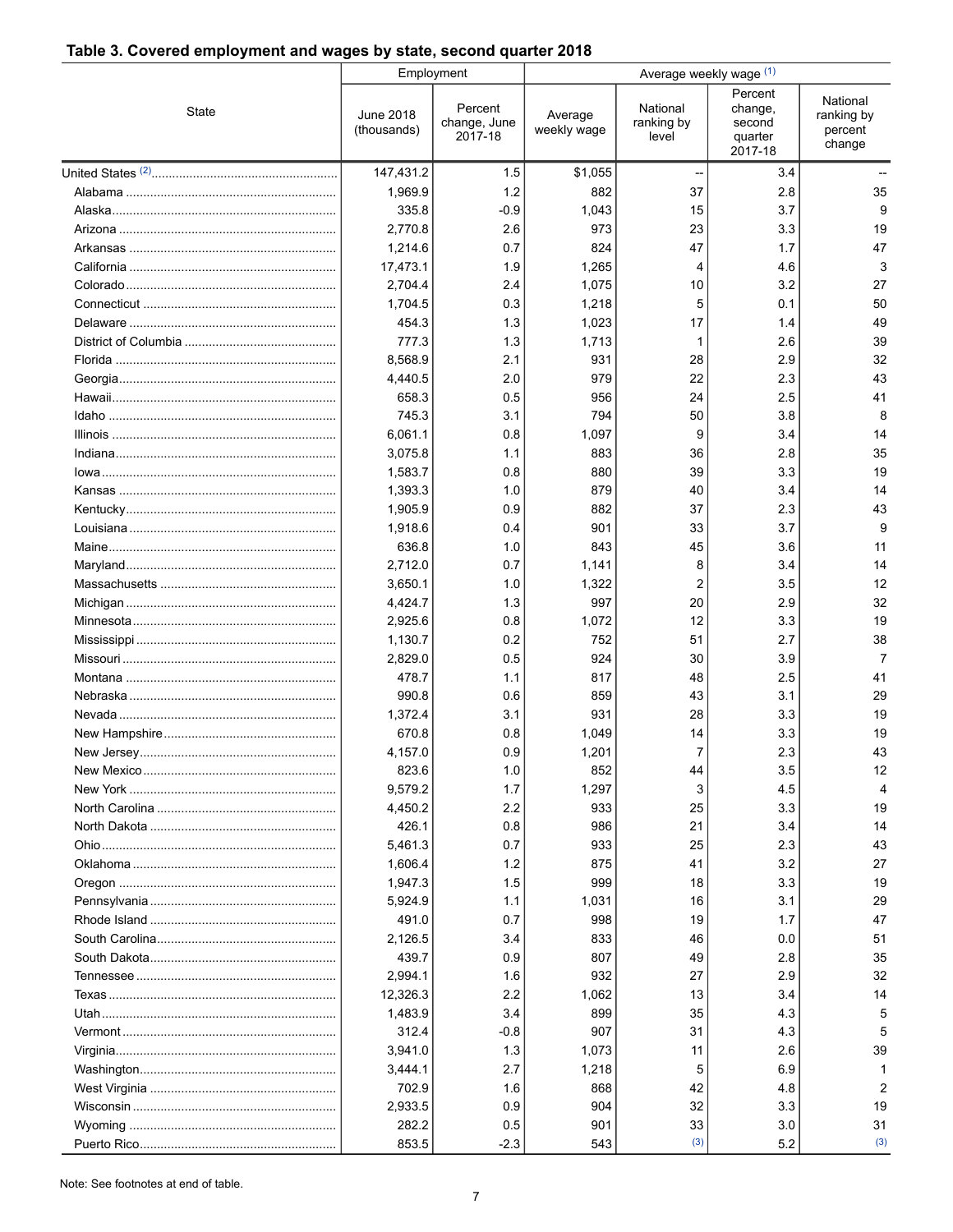## Table 3. Covered employment and wages by state, second quarter 2018

| State | Employment | | Average weekly wage [(1)] | | | |
|---|---|---|---|---|---|---|
| | June 2018 (thousands) | Percent change, June 2017-18 | Average weekly wage | National ranking by level | Percent change, second quarter 2017-18 | National ranking by percent change |
| United States [(2)] | 147,431.2 | 1.5 | $1,055 | -- | 3.4 | -- |
| Alabama | 1,969.9 | 1.2 | 882 | 37 | 2.8 | 35 |
| Alaska | 335.8 | -0.9 | 1,043 | 15 | 3.7 | 9 |
| Arizona | 2,770.8 | 2.6 | 973 | 23 | 3.3 | 19 |
| Arkansas | 1,214.6 | 0.7 | 824 | 47 | 1.7 | 47 |
| California | 17,473.1 | 1.9 | 1,265 | 4 | 4.6 | 3 |
| Colorado | 2,704.4 | 2.4 | 1,075 | 10 | 3.2 | 27 |
| Connecticut | 1,704.5 | 0.3 | 1,218 | 5 | 0.1 | 50 |
| Delaware | 454.3 | 1.3 | 1,023 | 17 | 1.4 | 49 |
| District of Columbia | 777.3 | 1.3 | 1,713 | 1 | 2.6 | 39 |
| Florida | 8,568.9 | 2.1 | 931 | 28 | 2.9 | 32 |
| Georgia | 4,440.5 | 2.0 | 979 | 22 | 2.3 | 43 |
| Hawaii | 658.3 | 0.5 | 956 | 24 | 2.5 | 41 |
| Idaho | 745.3 | 3.1 | 794 | 50 | 3.8 | 8 |
| Illinois | 6,061.1 | 0.8 | 1,097 | 9 | 3.4 | 14 |
| Indiana | 3,075.8 | 1.1 | 883 | 36 | 2.8 | 35 |
| Iowa | 1,583.7 | 0.8 | 880 | 39 | 3.3 | 19 |
| Kansas | 1,393.3 | 1.0 | 879 | 40 | 3.4 | 14 |
| Kentucky | 1,905.9 | 0.9 | 882 | 37 | 2.3 | 43 |
| Louisiana | 1,918.6 | 0.4 | 901 | 33 | 3.7 | 9 |
| Maine | 636.8 | 1.0 | 843 | 45 | 3.6 | 11 |
| Maryland | 2,712.0 | 0.7 | 1,141 | 8 | 3.4 | 14 |
| Massachusetts | 3,650.1 | 1.0 | 1,322 | 2 | 3.5 | 12 |
| Michigan | 4,424.7 | 1.3 | 997 | 20 | 2.9 | 32 |
| Minnesota | 2,925.6 | 0.8 | 1,072 | 12 | 3.3 | 19 |
| Mississippi | 1,130.7 | 0.2 | 752 | 51 | 2.7 | 38 |
| Missouri | 2,829.0 | 0.5 | 924 | 30 | 3.9 | 7 |
| Montana | 478.7 | 1.1 | 817 | 48 | 2.5 | 41 |
| Nebraska | 990.8 | 0.6 | 859 | 43 | 3.1 | 29 |
| Nevada | 1,372.4 | 3.1 | 931 | 28 | 3.3 | 19 |
| New Hampshire | 670.8 | 0.8 | 1,049 | 14 | 3.3 | 19 |
| New Jersey | 4,157.0 | 0.9 | 1,201 | 7 | 2.3 | 43 |
| New Mexico | 823.6 | 1.0 | 852 | 44 | 3.5 | 12 |
| New York | 9,579.2 | 1.7 | 1,297 | 3 | 4.5 | 4 |
| North Carolina | 4,450.2 | 2.2 | 933 | 25 | 3.3 | 19 |
| North Dakota | 426.1 | 0.8 | 986 | 21 | 3.4 | 14 |
| Ohio | 5,461.3 | 0.7 | 933 | 25 | 2.3 | 43 |
| Oklahoma | 1,606.4 | 1.2 | 875 | 41 | 3.2 | 27 |
| Oregon | 1,947.3 | 1.5 | 999 | 18 | 3.3 | 19 |
| Pennsylvania | 5,924.9 | 1.1 | 1,031 | 16 | 3.1 | 29 |
| Rhode Island | 491.0 | 0.7 | 998 | 19 | 1.7 | 47 |
| South Carolina | 2,126.5 | 3.4 | 833 | 46 | 0.0 | 51 |
| South Dakota | 439.7 | 0.9 | 807 | 49 | 2.8 | 35 |
| Tennessee | 2,994.1 | 1.6 | 932 | 27 | 2.9 | 32 |
| Texas | 12,326.3 | 2.2 | 1,062 | 13 | 3.4 | 14 |
| Utah | 1,483.9 | 3.4 | 899 | 35 | 4.3 | 5 |
| Vermont | 312.4 | -0.8 | 907 | 31 | 4.3 | 5 |
| Virginia | 3,941.0 | 1.3 | 1,073 | 11 | 2.6 | 39 |
| Washington | 3,444.1 | 2.7 | 1,218 | 5 | 6.9 | 1 |
| West Virginia | 702.9 | 1.6 | 868 | 42 | 4.8 | 2 |
| Wisconsin | 2,933.5 | 0.9 | 904 | 32 | 3.3 | 19 |
| Wyoming | 282.2 | 0.5 | 901 | 33 | 3.0 | 31 |
| Puerto Rico | 853.5 | -2.3 | 543 | (3) | 5.2 | (3) |

Note: See footnotes at end of table.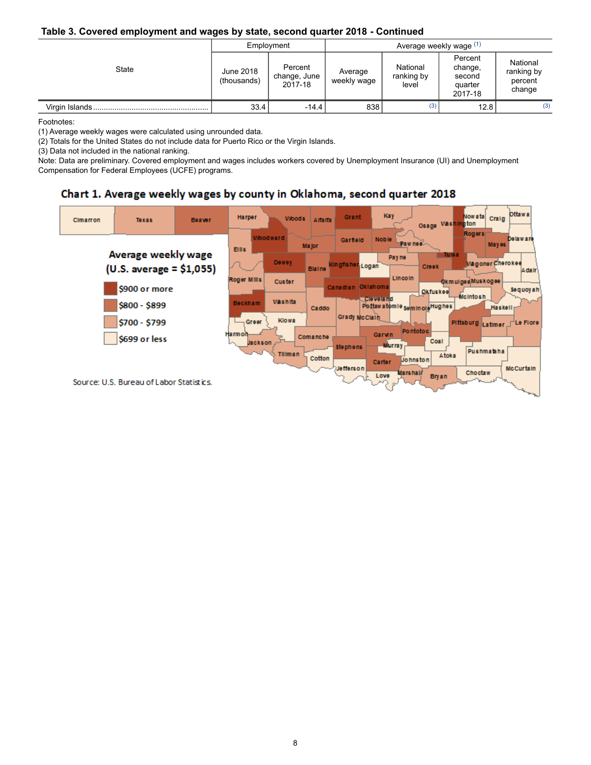**Table 3. Covered employment and wages by state, second quarter 2018 - Continued**

| State | Employment | | Average weekly wage [1] | | | |
|---|---|---|---|---|---|---|
| | June 2018 (thousands) | Percent change, June 2017-18 | Average weekly wage | National ranking by level | Percent change, second quarter 2017-18 | National ranking by percent change |
| Virgin Islands | 33.4 | -14.4 | 838 | [3] | 12.8 | [3] |

Footnotes:
(1) Average weekly wages were calculated using unrounded data.
(2) Totals for the United States do not include data for Puerto Rico or the Virgin Islands.
(3) Data not included in the national ranking.
Note: Data are preliminary. Covered employment and wages includes workers covered by Unemployment Insurance (UI) and Unemployment Compensation for Federal Employees (UCFE) programs.

**Chart 1. Average weekly wages by county in Oklahoma, second quarter 2018**

Average weekly wage
(U.S. average = $1,055)

$900 or more
$800 - $899
$700 - $799
$699 or less

Cimarron, Texas, Beaver, Harper, Woods, Alfalfa, Grant, Kay, Osage, Nowata, Craig, Ottawa, Washington, Rogers, Delaware, Mayes, Woodward, Ellis, Major, Garfield, Noble, Pawnee, Tulsa, Wagoner, Cherokee, Adair, Dewey, Blaine, Kingfisher, Logan, Payne, Creek, Roger Mills, Custer, Lincoln, Okmulgee, Muskogee, Sequoyah, Canadian, Oklahoma, Okfuskee, McIntosh, Beckham, Washita, Caddo, Cleveland, Pottawatomie, Seminole, Hughes, Haskell, Greer, Kiowa, Grady, McClain, Pittsburg, Latimer, Le Flore, Harmon, Jackson, Comanche, Garvin, Pontotoc, Coal, Tillman, Cotton, Stephens, Murray, Atoka, Pushmataha, Carter, Johnston, Jefferson, Love, Marshall, Bryan, Choctaw, McCurtain

Source: U.S. Bureau of Labor Statistics.